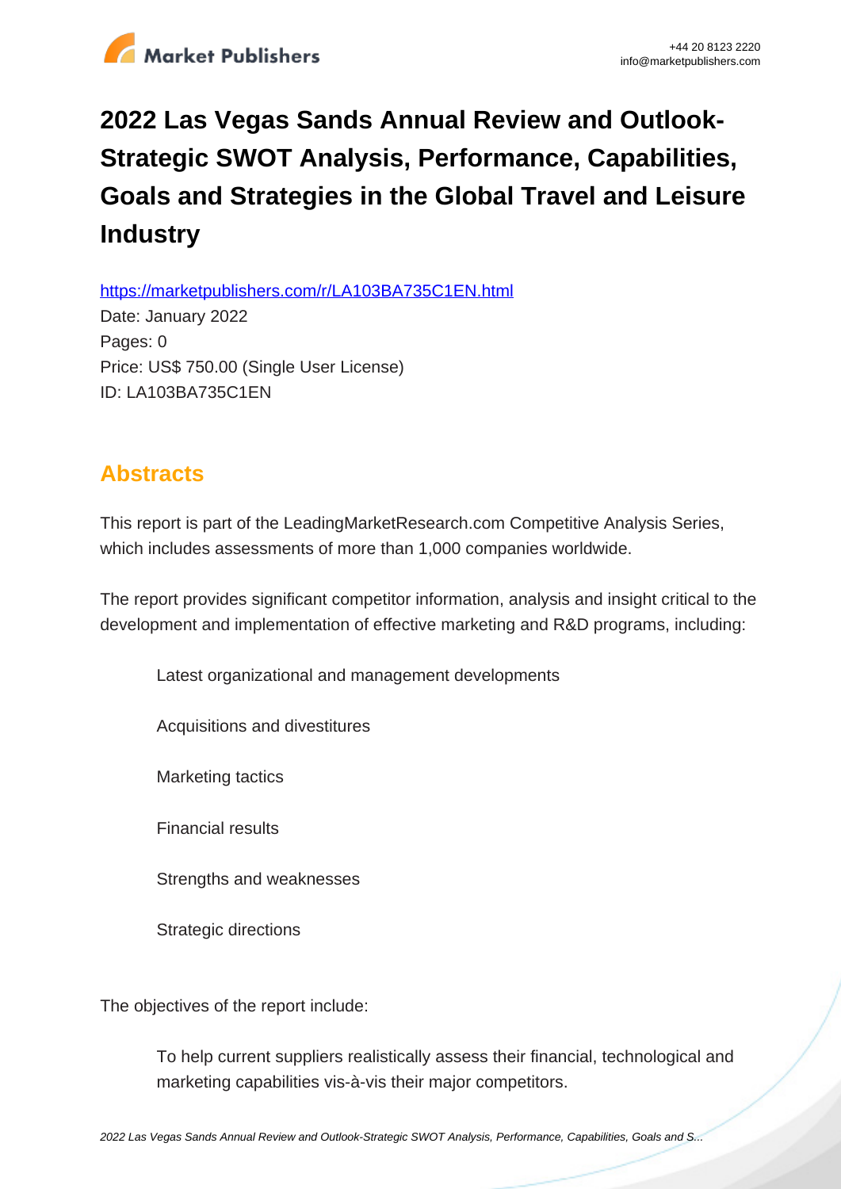# 2022 Las Vegas Sands Annual Review and Outlook-Strategic SWOT Analysis, Performance, Capabilities, Goals and Strategies in the Global Travel and Leisure Industry

https://marketpublishers.com/r/LA103BA735C1EN.html

Date: January 2022

Pages: 0

Price: US$ 750.00 (Single User License)

ID: LA103BA735C1EN

## Abstracts

This report is part of the LeadingMarketResearch.com Competitive Analysis Series, which includes assessments of more than 1,000 companies worldwide.

The report provides significant competitor information, analysis and insight critical to the development and implementation of effective marketing and R&D programs, including:

- Latest organizational and management developments
- Acquisitions and divestitures
- Marketing tactics
- Financial results
- Strengths and weaknesses
- Strategic directions

The objectives of the report include:

- To help current suppliers realistically assess their financial, technological and marketing capabilities vis-à-vis their major competitors.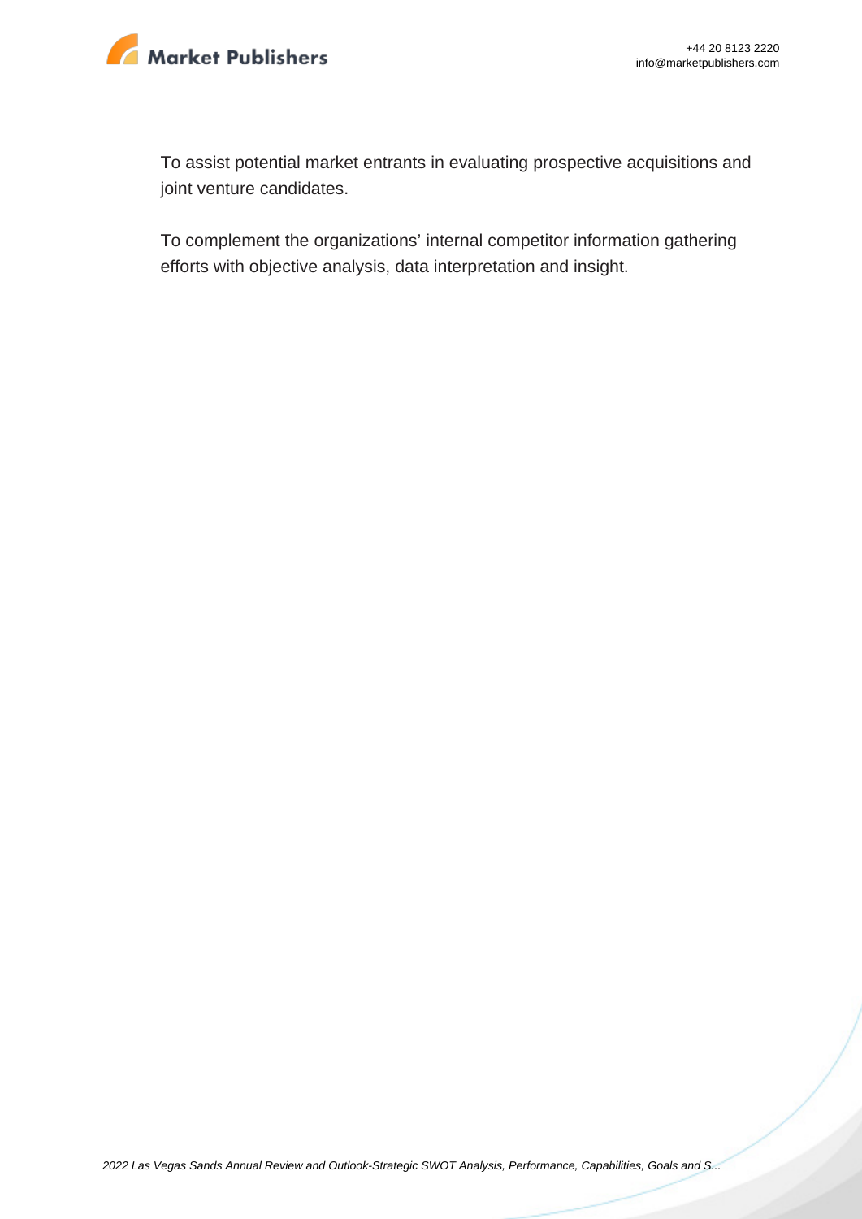To assist potential market entrants in evaluating prospective acquisitions and joint venture candidates.

To complement the organizations' internal competitor information gathering efforts with objective analysis, data interpretation and insight.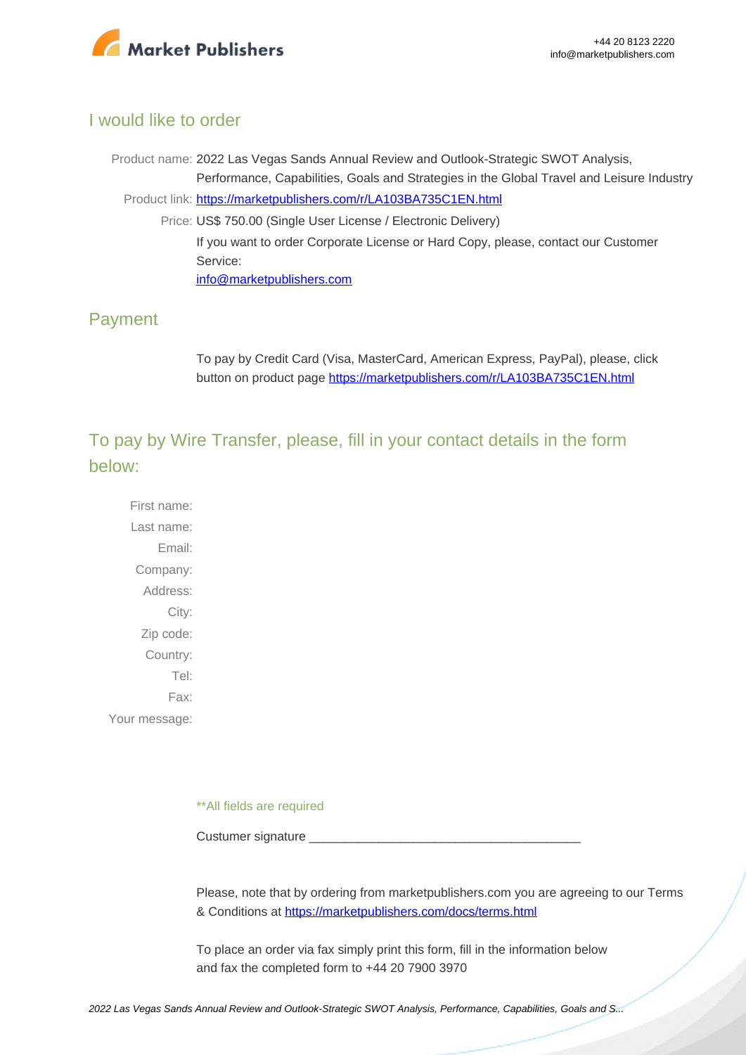## I would like to order

Product name: 2022 Las Vegas Sands Annual Review and Outlook-Strategic SWOT Analysis, Performance, Capabilities, Goals and Strategies in the Global Travel and Leisure Industry

Product link: [https://marketpublishers.com/r/LA103BA735C1EN.html](https://marketpublishers.com/r/LA103BA735C1EN.html)

Price: US$ 750.00 (Single User License / Electronic Delivery)

If you want to order Corporate License or Hard Copy, please, contact our Customer Service:

[info@marketpublishers.com](mailto:info@marketpublishers.com)

## Payment

To pay by Credit Card (Visa, MasterCard, American Express, PayPal), please, click button on product page [https://marketpublishers.com/r/LA103BA735C1EN.html](https://marketpublishers.com/r/LA103BA735C1EN.html)

## To pay by Wire Transfer, please, fill in your contact details in the form below:

First name:

Last name:

Email:

Company:

Address:

City:

Zip code:

Country:

Tel:

Fax:

Your message:

**All fields are required

Custumer signature _______________________________________

Please, note that by ordering from marketpublishers.com you are agreeing to our Terms & Conditions at [https://marketpublishers.com/docs/terms.html](https://marketpublishers.com/docs/terms.html)

To place an order via fax simply print this form, fill in the information below and fax the completed form to +44 20 7900 3970